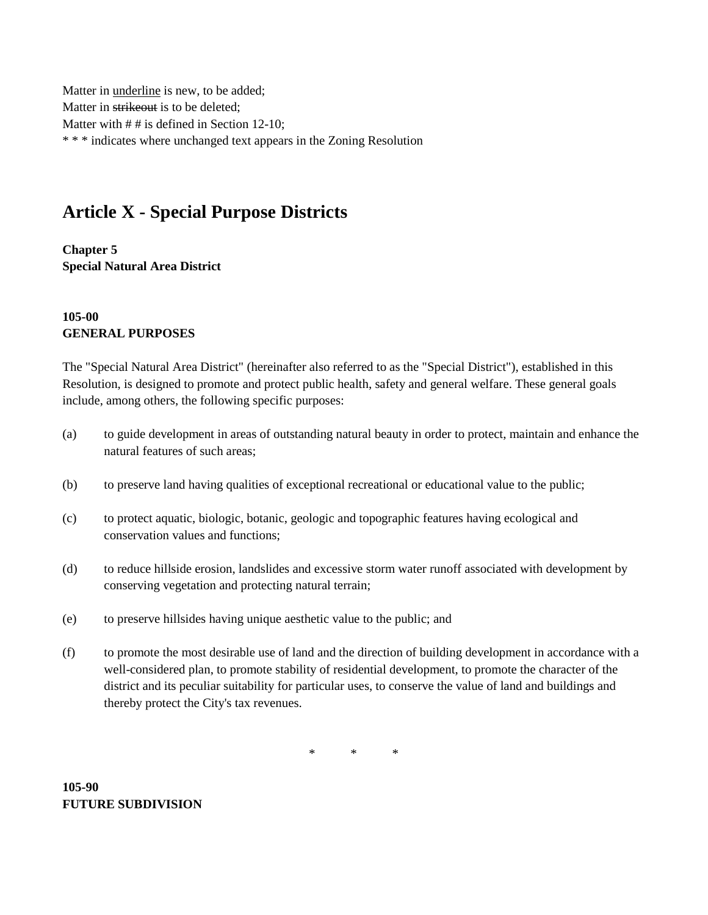Matter in <u>underline</u> is new, to be added;
Matter in ~~strikeout~~ is to be deleted;
Matter with # # is defined in Section 12-10;
* * * indicates where unchanged text appears in the Zoning Resolution

# Article X - Special Purpose Districts

**Chapter 5**
**Special Natural Area District**

**105-00**
**GENERAL PURPOSES**

The "Special Natural Area District" (hereinafter also referred to as the "Special District"), established in this Resolution, is designed to promote and protect public health, safety and general welfare. These general goals include, among others, the following specific purposes:

(a) to guide development in areas of outstanding natural beauty in order to protect, maintain and enhance the natural features of such areas;

(b) to preserve land having qualities of exceptional recreational or educational value to the public;

(c) to protect aquatic, biologic, botanic, geologic and topographic features having ecological and conservation values and functions;

(d) to reduce hillside erosion, landslides and excessive storm water runoff associated with development by conserving vegetation and protecting natural terrain;

(e) to preserve hillsides having unique aesthetic value to the public; and

(f) to promote the most desirable use of land and the direction of building development in accordance with a well-considered plan, to promote stability of residential development, to promote the character of the district and its peculiar suitability for particular uses, to conserve the value of land and buildings and thereby protect the City's tax revenues.

\* \* \*

**105-90**
**FUTURE SUBDIVISION**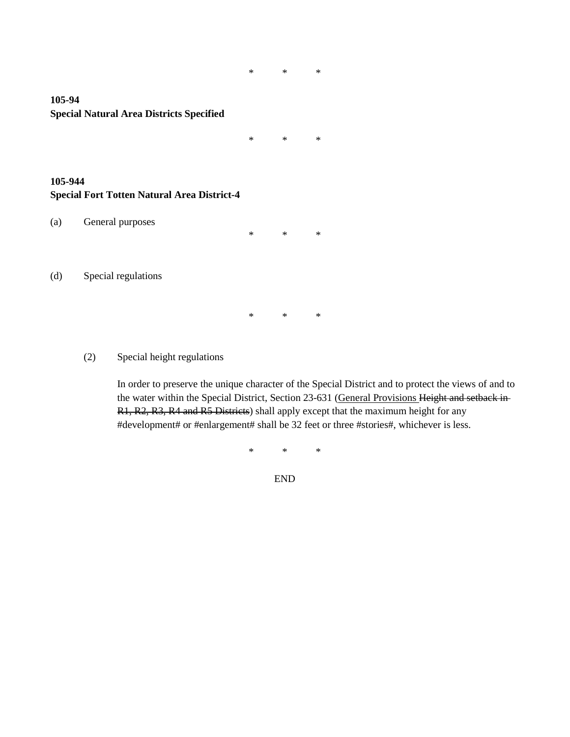\*    \*    \*

**105-94**
**Special Natural Area Districts Specified**

\*    \*    \*

**105-944**
**Special Fort Totten Natural Area District-4**

(a) General purposes

\*    \*    \*

(d) Special regulations

\*    \*    \*

(2) Special height regulations

In order to preserve the unique character of the Special District and to protect the views of and to the water within the Special District, Section 23-631 (<u>General Provisions</u> ~~Height and setback in R1, R2, R3, R4 and R5 Districts~~) shall apply except that the maximum height for any #development# or #enlargement# shall be 32 feet or three #stories#, whichever is less.

\*    \*    \*

END